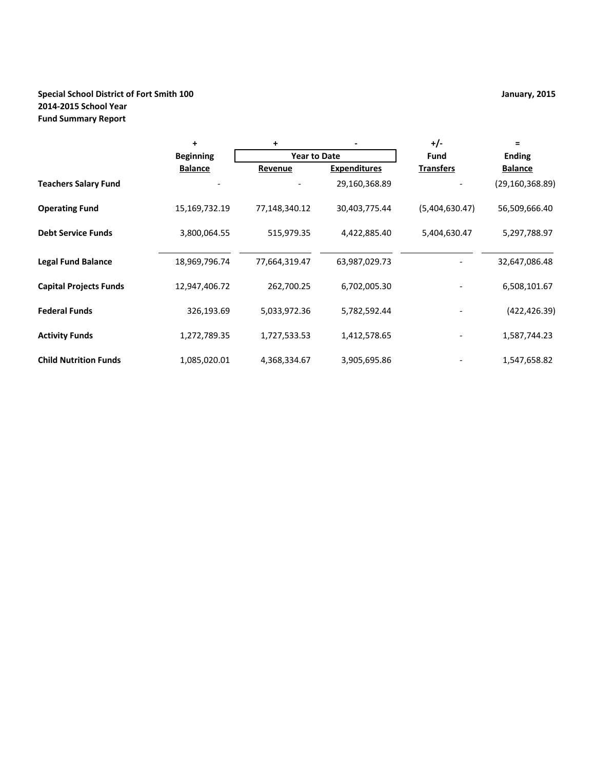**Special School District of Fort Smith 100**
**2014-2015 School Year**
**Fund Summary Report**

**January, 2015**

| | + | + | - | +/- | = |
|---|---|---|---|---|---|
| | **Beginning** | **Year to Date** | | **Fund** | **Ending** |
| | **Balance** | **Revenue** | **Expenditures** | **Transfers** | **Balance** |
| **Teachers Salary Fund** | - | - | 29,160,368.89 | - | (29,160,368.89) |
| **Operating Fund** | 15,169,732.19 | 77,148,340.12 | 30,403,775.44 | (5,404,630.47) | 56,509,666.40 |
| **Debt Service Funds** | 3,800,064.55 | 515,979.35 | 4,422,885.40 | 5,404,630.47 | 5,297,788.97 |
| **Legal Fund Balance** | 18,969,796.74 | 77,664,319.47 | 63,987,029.73 | - | 32,647,086.48 |
| **Capital Projects Funds** | 12,947,406.72 | 262,700.25 | 6,702,005.30 | - | 6,508,101.67 |
| **Federal Funds** | 326,193.69 | 5,033,972.36 | 5,782,592.44 | - | (422,426.39) |
| **Activity Funds** | 1,272,789.35 | 1,727,533.53 | 1,412,578.65 | - | 1,587,744.23 |
| **Child Nutrition Funds** | 1,085,020.01 | 4,368,334.67 | 3,905,695.86 | - | 1,547,658.82 |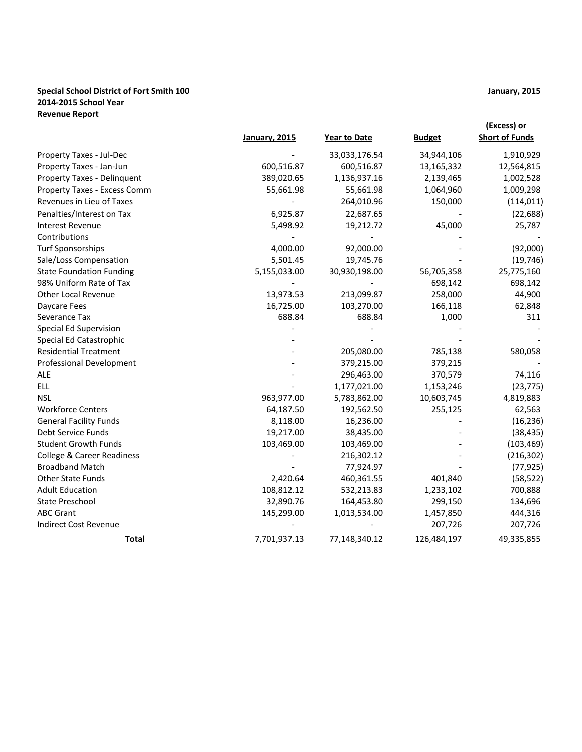**Special School District of Fort Smith 100**
**2014-2015 School Year**
**Revenue Report**

**January, 2015**

| | January, 2015 | Year to Date | Budget | (Excess) or Short of Funds |
|---|---|---|---|---|
| Property Taxes - Jul-Dec | - | 33,033,176.54 | 34,944,106 | 1,910,929 |
| Property Taxes - Jan-Jun | 600,516.87 | 600,516.87 | 13,165,332 | 12,564,815 |
| Property Taxes - Delinquent | 389,020.65 | 1,136,937.16 | 2,139,465 | 1,002,528 |
| Property Taxes - Excess Comm | 55,661.98 | 55,661.98 | 1,064,960 | 1,009,298 |
| Revenues in Lieu of Taxes | - | 264,010.96 | 150,000 | (114,011) |
| Penalties/Interest on Tax | 6,925.87 | 22,687.65 | - | (22,688) |
| Interest Revenue | 5,498.92 | 19,212.72 | 45,000 | 25,787 |
| Contributions | - | - | - | - |
| Turf Sponsorships | 4,000.00 | 92,000.00 | - | (92,000) |
| Sale/Loss Compensation | 5,501.45 | 19,745.76 | - | (19,746) |
| State Foundation Funding | 5,155,033.00 | 30,930,198.00 | 56,705,358 | 25,775,160 |
| 98% Uniform Rate of Tax | - | - | 698,142 | 698,142 |
| Other Local Revenue | 13,973.53 | 213,099.87 | 258,000 | 44,900 |
| Daycare Fees | 16,725.00 | 103,270.00 | 166,118 | 62,848 |
| Severance Tax | 688.84 | 688.84 | 1,000 | 311 |
| Special Ed Supervision | - | - | - | - |
| Special Ed Catastrophic | - | - | - | - |
| Residential Treatment | - | 205,080.00 | 785,138 | 580,058 |
| Professional Development | - | 379,215.00 | 379,215 | - |
| ALE | - | 296,463.00 | 370,579 | 74,116 |
| ELL | - | 1,177,021.00 | 1,153,246 | (23,775) |
| NSL | 963,977.00 | 5,783,862.00 | 10,603,745 | 4,819,883 |
| Workforce Centers | 64,187.50 | 192,562.50 | 255,125 | 62,563 |
| General Facility Funds | 8,118.00 | 16,236.00 | - | (16,236) |
| Debt Service Funds | 19,217.00 | 38,435.00 | - | (38,435) |
| Student Growth Funds | 103,469.00 | 103,469.00 | - | (103,469) |
| College & Career Readiness | - | 216,302.12 | - | (216,302) |
| Broadband Match | - | 77,924.97 | - | (77,925) |
| Other State Funds | 2,420.64 | 460,361.55 | 401,840 | (58,522) |
| Adult Education | 108,812.12 | 532,213.83 | 1,233,102 | 700,888 |
| State Preschool | 32,890.76 | 164,453.80 | 299,150 | 134,696 |
| ABC Grant | 145,299.00 | 1,013,534.00 | 1,457,850 | 444,316 |
| Indirect Cost Revenue | - | - | 207,726 | 207,726 |
| **Total** | 7,701,937.13 | 77,148,340.12 | 126,484,197 | 49,335,855 |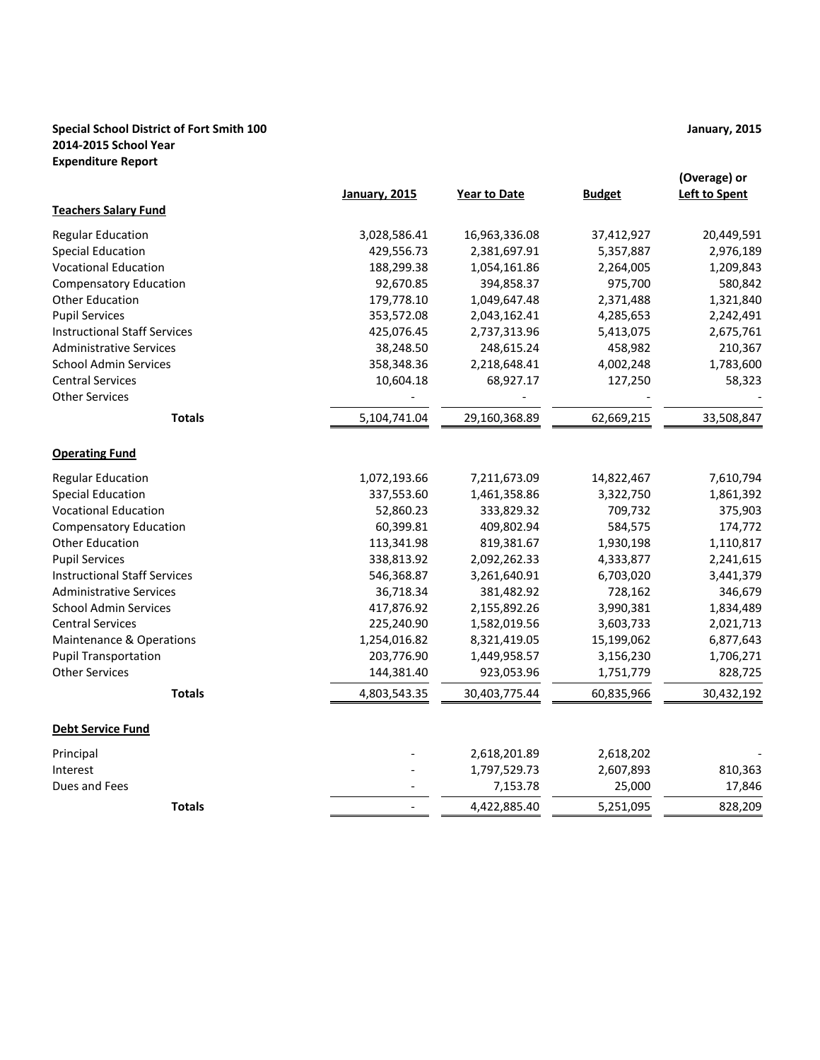**Special School District of Fort Smith 100**
**2014-2015 School Year**
**Expenditure Report**

**January, 2015**

| | January, 2015 | Year to Date | Budget | (Overage) or Left to Spent |
|---|---|---|---|---|
| **Teachers Salary Fund** | | | | |
| Regular Education | 3,028,586.41 | 16,963,336.08 | 37,412,927 | 20,449,591 |
| Special Education | 429,556.73 | 2,381,697.91 | 5,357,887 | 2,976,189 |
| Vocational Education | 188,299.38 | 1,054,161.86 | 2,264,005 | 1,209,843 |
| Compensatory Education | 92,670.85 | 394,858.37 | 975,700 | 580,842 |
| Other Education | 179,778.10 | 1,049,647.48 | 2,371,488 | 1,321,840 |
| Pupil Services | 353,572.08 | 2,043,162.41 | 4,285,653 | 2,242,491 |
| Instructional Staff Services | 425,076.45 | 2,737,313.96 | 5,413,075 | 2,675,761 |
| Administrative Services | 38,248.50 | 248,615.24 | 458,982 | 210,367 |
| School Admin Services | 358,348.36 | 2,218,648.41 | 4,002,248 | 1,783,600 |
| Central Services | 10,604.18 | 68,927.17 | 127,250 | 58,323 |
| Other Services | - | - | - | - |
| **Totals** | 5,104,741.04 | 29,160,368.89 | 62,669,215 | 33,508,847 |
| **Operating Fund** | | | | |
| Regular Education | 1,072,193.66 | 7,211,673.09 | 14,822,467 | 7,610,794 |
| Special Education | 337,553.60 | 1,461,358.86 | 3,322,750 | 1,861,392 |
| Vocational Education | 52,860.23 | 333,829.32 | 709,732 | 375,903 |
| Compensatory Education | 60,399.81 | 409,802.94 | 584,575 | 174,772 |
| Other Education | 113,341.98 | 819,381.67 | 1,930,198 | 1,110,817 |
| Pupil Services | 338,813.92 | 2,092,262.33 | 4,333,877 | 2,241,615 |
| Instructional Staff Services | 546,368.87 | 3,261,640.91 | 6,703,020 | 3,441,379 |
| Administrative Services | 36,718.34 | 381,482.92 | 728,162 | 346,679 |
| School Admin Services | 417,876.92 | 2,155,892.26 | 3,990,381 | 1,834,489 |
| Central Services | 225,240.90 | 1,582,019.56 | 3,603,733 | 2,021,713 |
| Maintenance & Operations | 1,254,016.82 | 8,321,419.05 | 15,199,062 | 6,877,643 |
| Pupil Transportation | 203,776.90 | 1,449,958.57 | 3,156,230 | 1,706,271 |
| Other Services | 144,381.40 | 923,053.96 | 1,751,779 | 828,725 |
| **Totals** | 4,803,543.35 | 30,403,775.44 | 60,835,966 | 30,432,192 |
| **Debt Service Fund** | | | | |
| Principal | - | 2,618,201.89 | 2,618,202 | - |
| Interest | - | 1,797,529.73 | 2,607,893 | 810,363 |
| Dues and Fees | - | 7,153.78 | 25,000 | 17,846 |
| **Totals** | - | 4,422,885.40 | 5,251,095 | 828,209 |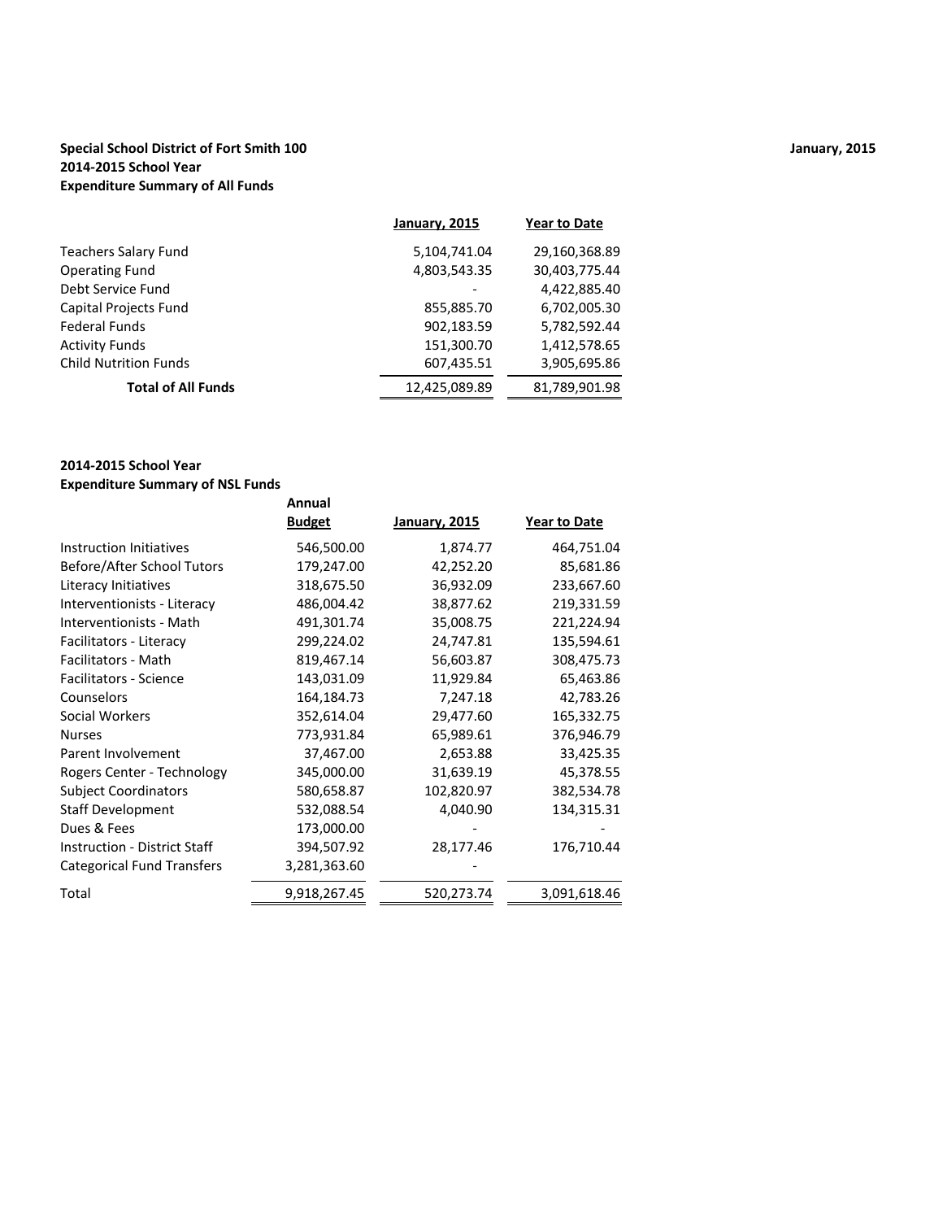**Special School District of Fort Smith 100**
**2014-2015 School Year**
**Expenditure Summary of All Funds**

January, 2015

| | January, 2015 | Year to Date |
|---|---|---|
| Teachers Salary Fund | 5,104,741.04 | 29,160,368.89 |
| Operating Fund | 4,803,543.35 | 30,403,775.44 |
| Debt Service Fund | - | 4,422,885.40 |
| Capital Projects Fund | 855,885.70 | 6,702,005.30 |
| Federal Funds | 902,183.59 | 5,782,592.44 |
| Activity Funds | 151,300.70 | 1,412,578.65 |
| Child Nutrition Funds | 607,435.51 | 3,905,695.86 |
| **Total of All Funds** | 12,425,089.89 | 81,789,901.98 |

**2014-2015 School Year**
**Expenditure Summary of NSL Funds**

| | Annual Budget | January, 2015 | Year to Date |
|---|---|---|---|
| Instruction Initiatives | 546,500.00 | 1,874.77 | 464,751.04 |
| Before/After School Tutors | 179,247.00 | 42,252.20 | 85,681.86 |
| Literacy Initiatives | 318,675.50 | 36,932.09 | 233,667.60 |
| Interventionists - Literacy | 486,004.42 | 38,877.62 | 219,331.59 |
| Interventionists - Math | 491,301.74 | 35,008.75 | 221,224.94 |
| Facilitators - Literacy | 299,224.02 | 24,747.81 | 135,594.61 |
| Facilitators - Math | 819,467.14 | 56,603.87 | 308,475.73 |
| Facilitators - Science | 143,031.09 | 11,929.84 | 65,463.86 |
| Counselors | 164,184.73 | 7,247.18 | 42,783.26 |
| Social Workers | 352,614.04 | 29,477.60 | 165,332.75 |
| Nurses | 773,931.84 | 65,989.61 | 376,946.79 |
| Parent Involvement | 37,467.00 | 2,653.88 | 33,425.35 |
| Rogers Center - Technology | 345,000.00 | 31,639.19 | 45,378.55 |
| Subject Coordinators | 580,658.87 | 102,820.97 | 382,534.78 |
| Staff Development | 532,088.54 | 4,040.90 | 134,315.31 |
| Dues & Fees | 173,000.00 | - | - |
| Instruction - District Staff | 394,507.92 | 28,177.46 | 176,710.44 |
| Categorical Fund Transfers | 3,281,363.60 | - | |
| Total | 9,918,267.45 | 520,273.74 | 3,091,618.46 |